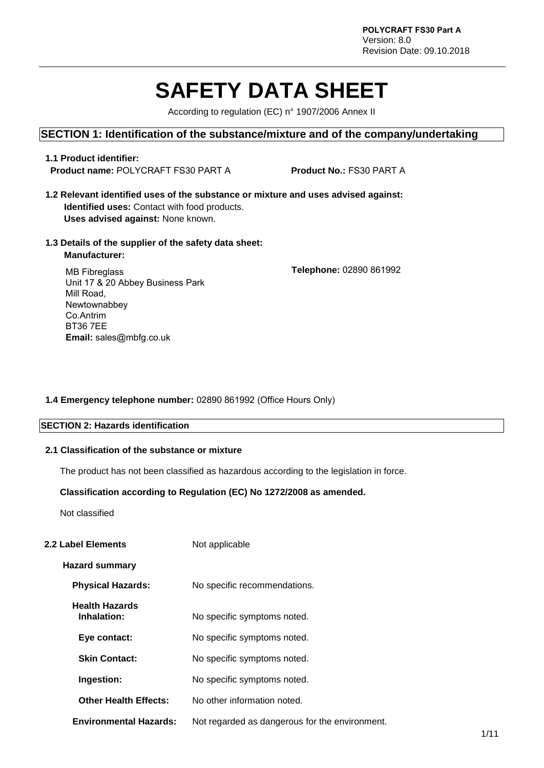# SAFETY DATA SHEET

According to regulation (EC) n° 1907/2006 Annex II

## SECTION 1: Identification of the substance/mixture and of the company/undertaking

**1.1 Product identifier:**

**Product name:** POLYCRAFT FS30 PART A **Product No.:** FS30 PART A

**1.2 Relevant identified uses of the substance or mixture and uses advised against:**

**Identified uses:** Contact with food products.

**Uses advised against:** None known.

**1.3 Details of the supplier of the safety data sheet:**

**Manufacturer:**

MB Fibreglass
Unit 17 & 20 Abbey Business Park
Mill Road,
Newtownabbey
Co.Antrim
BT36 7EE
**Email:** sales@mbfg.co.uk

**Telephone:** 02890 861992

**1.4 Emergency telephone number:** 02890 861992 (Office Hours Only)

## SECTION 2: Hazards identification

**2.1 Classification of the substance or mixture**

The product has not been classified as hazardous according to the legislation in force.

**Classification according to Regulation (EC) No 1272/2008 as amended.**

Not classified

**2.2 Label Elements** Not applicable

**Hazard summary**

**Physical Hazards:** No specific recommendations.

**Health Hazards**

**Inhalation:** No specific symptoms noted.

**Eye contact:** No specific symptoms noted.

**Skin Contact:** No specific symptoms noted.

**Ingestion:** No specific symptoms noted.

**Other Health Effects:** No other information noted.

**Environmental Hazards:** Not regarded as dangerous for the environment.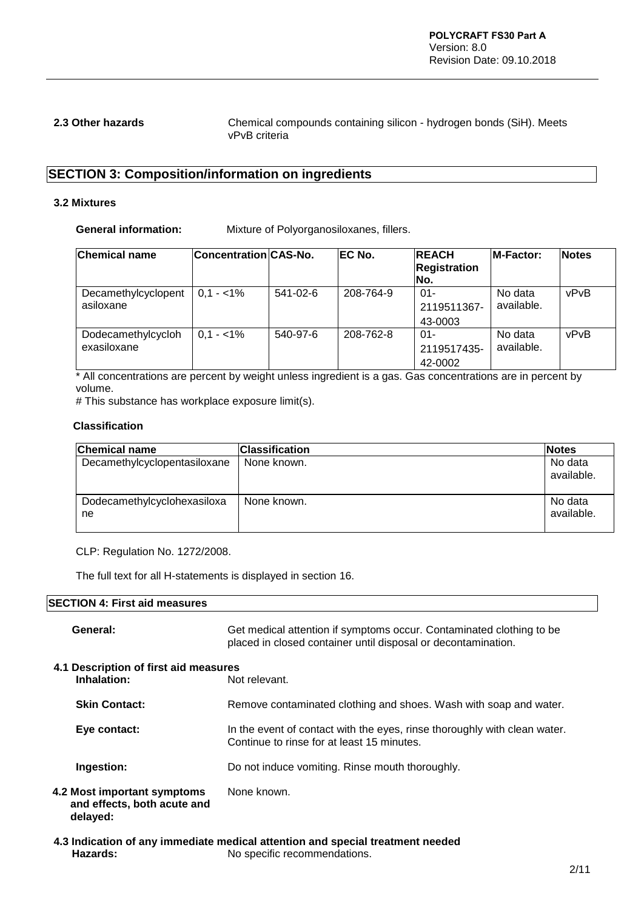**2.3 Other hazards** Chemical compounds containing silicon - hydrogen bonds (SiH). Meets vPvB criteria

## SECTION 3: Composition/information on ingredients

### 3.2 Mixtures

**General information:** Mixture of Polyorganosiloxanes, fillers.

| Chemical name | Concentration | CAS-No. | EC No. | REACH Registration No. | M-Factor: | Notes |
|---|---|---|---|---|---|---|
| Decamethylcyclopentasiloxane | 0,1 - <1% | 541-02-6 | 208-764-9 | 01-2119511367-43-0003 | No data available. | vPvB |
| Dodecamethylcyclohexasiloxane | 0,1 - <1% | 540-97-6 | 208-762-8 | 01-2119517435-42-0002 | No data available. | vPvB |

* All concentrations are percent by weight unless ingredient is a gas. Gas concentrations are in percent by volume.
# This substance has workplace exposure limit(s).

**Classification**

| Chemical name | Classification | Notes |
|---|---|---|
| Decamethylcyclopentasiloxane | None known. | No data available. |
| Dodecamethylcyclohexasiloxane | None known. | No data available. |

CLP: Regulation No. 1272/2008.

The full text for all H-statements is displayed in section 16.

## SECTION 4: First aid measures

**General:** Get medical attention if symptoms occur. Contaminated clothing to be placed in closed container until disposal or decontamination.

### 4.1 Description of first aid measures

**Inhalation:** Not relevant.

**Skin Contact:** Remove contaminated clothing and shoes. Wash with soap and water.

**Eye contact:** In the event of contact with the eyes, rinse thoroughly with clean water. Continue to rinse for at least 15 minutes.

**Ingestion:** Do not induce vomiting. Rinse mouth thoroughly.

**4.2 Most important symptoms and effects, both acute and delayed:** None known.

### 4.3 Indication of any immediate medical attention and special treatment needed

**Hazards:** No specific recommendations.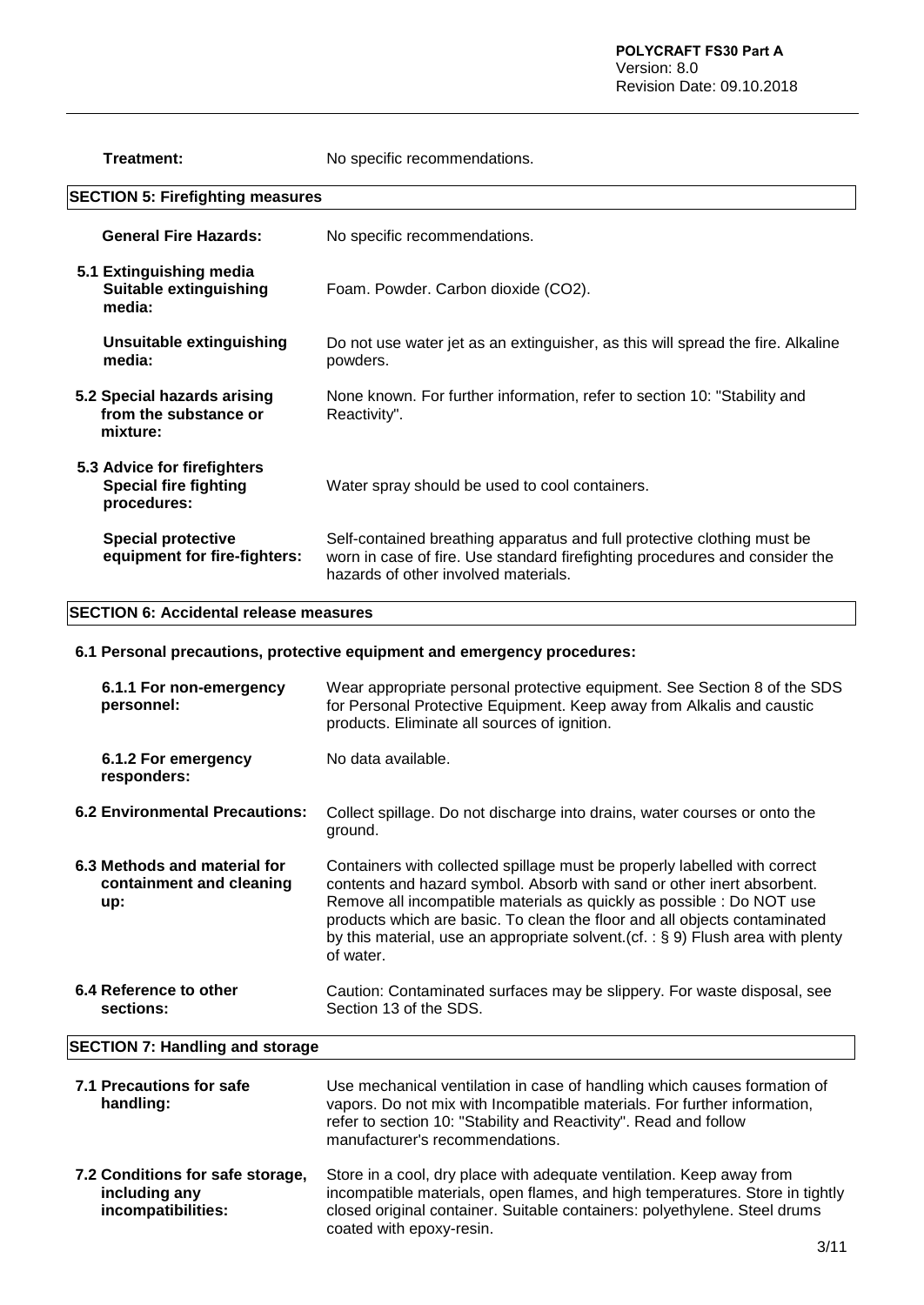**Treatment:** No specific recommendations.

## SECTION 5: Firefighting measures

**General Fire Hazards:** No specific recommendations.

**5.1 Extinguishing media**

**Suitable extinguishing media:** Foam. Powder. Carbon dioxide ($CO_2$).

**Unsuitable extinguishing media:** Do not use water jet as an extinguisher, as this will spread the fire. Alkaline powders.

**5.2 Special hazards arising from the substance or mixture:** None known. For further information, refer to section 10: "Stability and Reactivity".

**5.3 Advice for firefighters**

**Special fire fighting procedures:** Water spray should be used to cool containers.

**Special protective equipment for fire-fighters:** Self-contained breathing apparatus and full protective clothing must be worn in case of fire. Use standard firefighting procedures and consider the hazards of other involved materials.

## SECTION 6: Accidental release measures

**6.1 Personal precautions, protective equipment and emergency procedures:**

**6.1.1 For non-emergency personnel:** Wear appropriate personal protective equipment. See Section 8 of the SDS for Personal Protective Equipment. Keep away from Alkalis and caustic products. Eliminate all sources of ignition.

**6.1.2 For emergency responders:** No data available.

**6.2 Environmental Precautions:** Collect spillage. Do not discharge into drains, water courses or onto the ground.

**6.3 Methods and material for containment and cleaning up:** Containers with collected spillage must be properly labelled with correct contents and hazard symbol. Absorb with sand or other inert absorbent. Remove all incompatible materials as quickly as possible : Do NOT use products which are basic. To clean the floor and all objects contaminated by this material, use an appropriate solvent.(cf. : § 9) Flush area with plenty of water.

**6.4 Reference to other sections:** Caution: Contaminated surfaces may be slippery. For waste disposal, see Section 13 of the SDS.

## SECTION 7: Handling and storage

**7.1 Precautions for safe handling:** Use mechanical ventilation in case of handling which causes formation of vapors. Do not mix with Incompatible materials. For further information, refer to section 10: "Stability and Reactivity". Read and follow manufacturer's recommendations.

**7.2 Conditions for safe storage, including any incompatibilities:** Store in a cool, dry place with adequate ventilation. Keep away from incompatible materials, open flames, and high temperatures. Store in tightly closed original container. Suitable containers: polyethylene. Steel drums coated with epoxy-resin.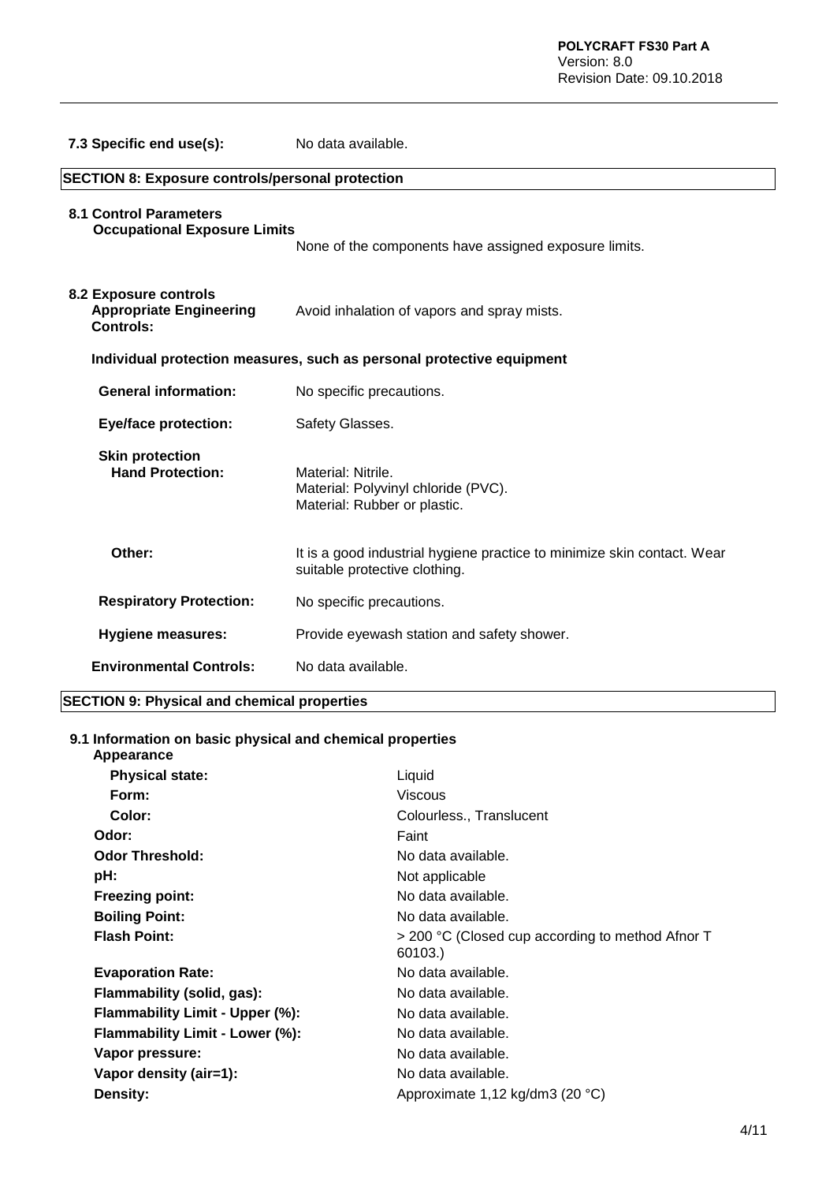**7.3 Specific end use(s):** No data available.

## SECTION 8: Exposure controls/personal protection

### 8.1 Control Parameters

**Occupational Exposure Limits**

None of the components have assigned exposure limits.

### 8.2 Exposure controls

**Appropriate Engineering Controls:** Avoid inhalation of vapors and spray mists.

**Individual protection measures, such as personal protective equipment**

**General information:** No specific precautions.

**Eye/face protection:** Safety Glasses.

**Skin protection**

**Hand Protection:** Material: Nitrile.
Material: Polyvinyl chloride (PVC).
Material: Rubber or plastic.

**Other:** It is a good industrial hygiene practice to minimize skin contact. Wear suitable protective clothing.

**Respiratory Protection:** No specific precautions.

**Hygiene measures:** Provide eyewash station and safety shower.

**Environmental Controls:** No data available.

## SECTION 9: Physical and chemical properties

### 9.1 Information on basic physical and chemical properties

**Appearance**

| | |
|---|---|
| **Physical state:** | Liquid |
| **Form:** | Viscous |
| **Color:** | Colourless., Translucent |
| **Odor:** | Faint |
| **Odor Threshold:** | No data available. |
| **pH:** | Not applicable |
| **Freezing point:** | No data available. |
| **Boiling Point:** | No data available. |
| **Flash Point:** | > 200 °C (Closed cup according to method Afnor T 60103.) |
| **Evaporation Rate:** | No data available. |
| **Flammability (solid, gas):** | No data available. |
| **Flammability Limit - Upper (%):** | No data available. |
| **Flammability Limit - Lower (%):** | No data available. |
| **Vapor pressure:** | No data available. |
| **Vapor density (air=1):** | No data available. |
| **Density:** | Approximate 1,12 kg/dm3 (20 °C) |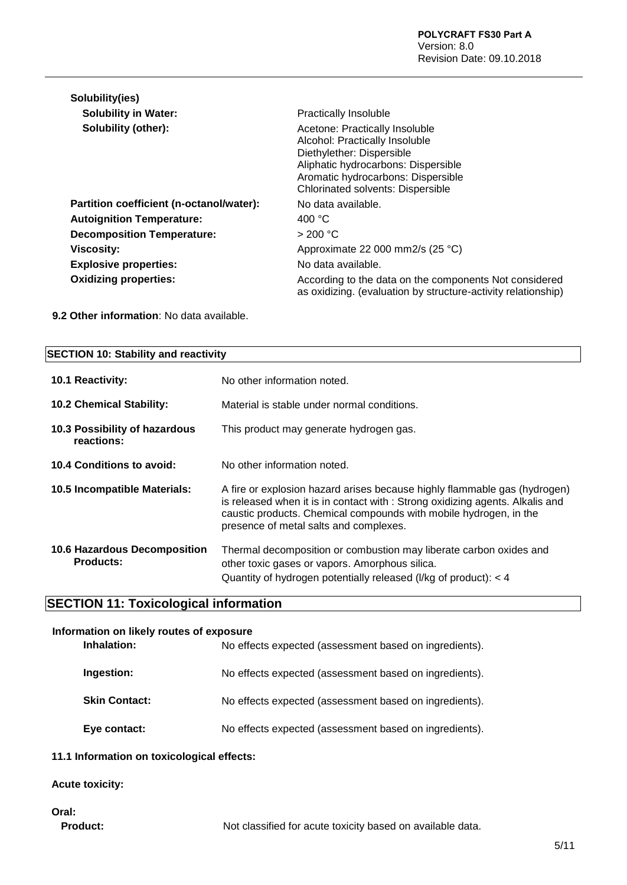**Solubility(ies)**

| | |
|---|---|
| **Solubility in Water:** | Practically Insoluble |
| **Solubility (other):** | Acetone: Practically Insoluble<br>Alcohol: Practically Insoluble<br>Diethylether: Dispersible<br>Aliphatic hydrocarbons: Dispersible<br>Aromatic hydrocarbons: Dispersible<br>Chlorinated solvents: Dispersible |
| **Partition coefficient (n-octanol/water):** | No data available. |
| **Autoignition Temperature:** | 400 °C |
| **Decomposition Temperature:** | > 200 °C |
| **Viscosity:** | Approximate 22 000 mm2/s (25 °C) |
| **Explosive properties:** | No data available. |
| **Oxidizing properties:** | According to the data on the components Not considered as oxidizing. (evaluation by structure-activity relationship) |

**9.2 Other information**: No data available.

## SECTION 10: Stability and reactivity

| | |
|---|---|
| **10.1 Reactivity:** | No other information noted. |
| **10.2 Chemical Stability:** | Material is stable under normal conditions. |
| **10.3 Possibility of hazardous reactions:** | This product may generate hydrogen gas. |
| **10.4 Conditions to avoid:** | No other information noted. |
| **10.5 Incompatible Materials:** | A fire or explosion hazard arises because highly flammable gas (hydrogen) is released when it is in contact with : Strong oxidizing agents. Alkalis and caustic products. Chemical compounds with mobile hydrogen, in the presence of metal salts and complexes. |
| **10.6 Hazardous Decomposition Products:** | Thermal decomposition or combustion may liberate carbon oxides and other toxic gases or vapors. Amorphous silica.<br>Quantity of hydrogen potentially released (l/kg of product): < 4 |

## SECTION 11: Toxicological information

**Information on likely routes of exposure**

| | |
|---|---|
| **Inhalation:** | No effects expected (assessment based on ingredients). |
| **Ingestion:** | No effects expected (assessment based on ingredients). |
| **Skin Contact:** | No effects expected (assessment based on ingredients). |
| **Eye contact:** | No effects expected (assessment based on ingredients). |

**11.1 Information on toxicological effects:**

**Acute toxicity:**

**Oral:**

**Product:** Not classified for acute toxicity based on available data.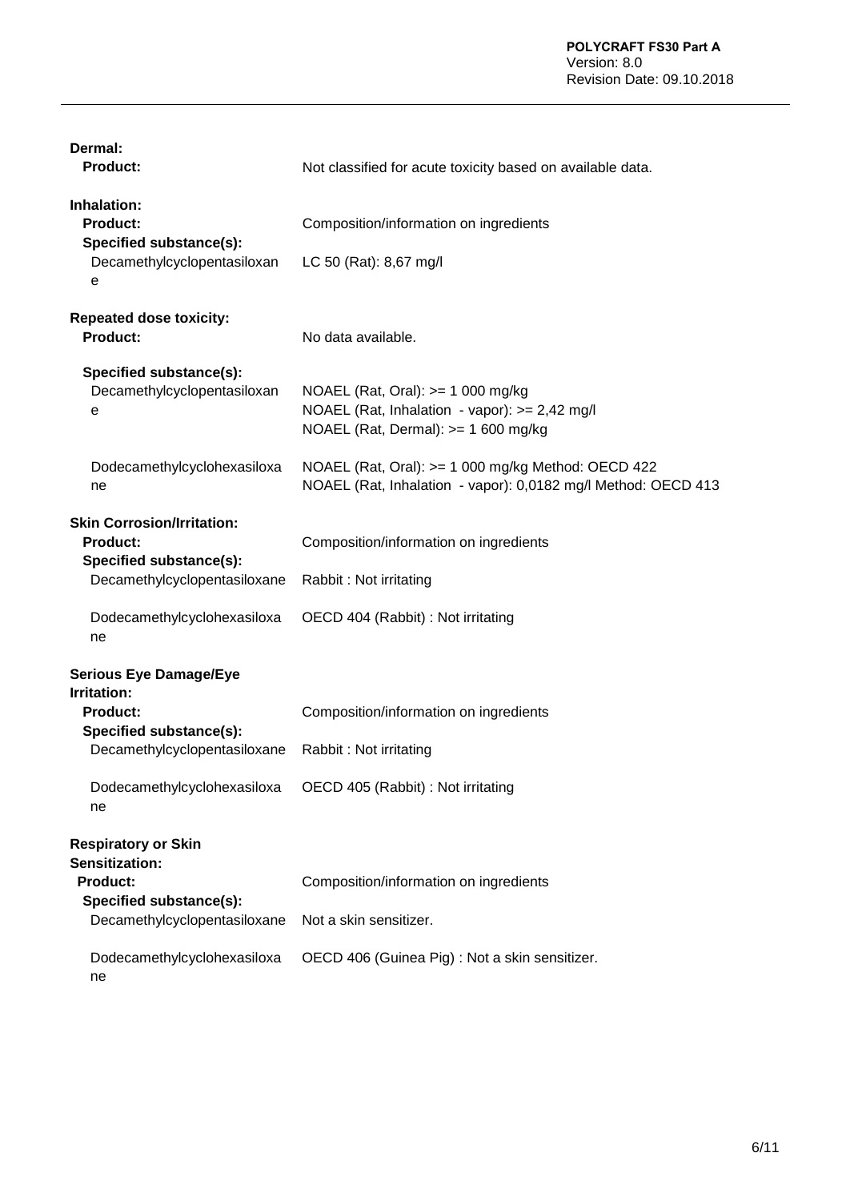**Dermal:**

**Product:** Not classified for acute toxicity based on available data.

**Inhalation:**

**Product:** Composition/information on ingredients

**Specified substance(s):**

Decamethylcyclopentasiloxane: LC 50 (Rat): 8,67 mg/l

**Repeated dose toxicity:**

**Product:** No data available.

**Specified substance(s):**

Decamethylcyclopentasiloxane:
NOAEL (Rat, Oral): >= 1 000 mg/kg
NOAEL (Rat, Inhalation - vapor): >= 2,42 mg/l
NOAEL (Rat, Dermal): >= 1 600 mg/kg

Dodecamethylcyclohexasiloxane:
NOAEL (Rat, Oral): >= 1 000 mg/kg Method: OECD 422
NOAEL (Rat, Inhalation - vapor): 0,0182 mg/l Method: OECD 413

**Skin Corrosion/Irritation:**

**Product:** Composition/information on ingredients

**Specified substance(s):**

Decamethylcyclopentasiloxane: Rabbit : Not irritating

Dodecamethylcyclohexasiloxane: OECD 404 (Rabbit) : Not irritating

**Serious Eye Damage/Eye Irritation:**

**Product:** Composition/information on ingredients

**Specified substance(s):**

Decamethylcyclopentasiloxane: Rabbit : Not irritating

Dodecamethylcyclohexasiloxane: OECD 405 (Rabbit) : Not irritating

**Respiratory or Skin Sensitization:**

**Product:** Composition/information on ingredients

**Specified substance(s):**

Decamethylcyclopentasiloxane: Not a skin sensitizer.

Dodecamethylcyclohexasiloxane: OECD 406 (Guinea Pig) : Not a skin sensitizer.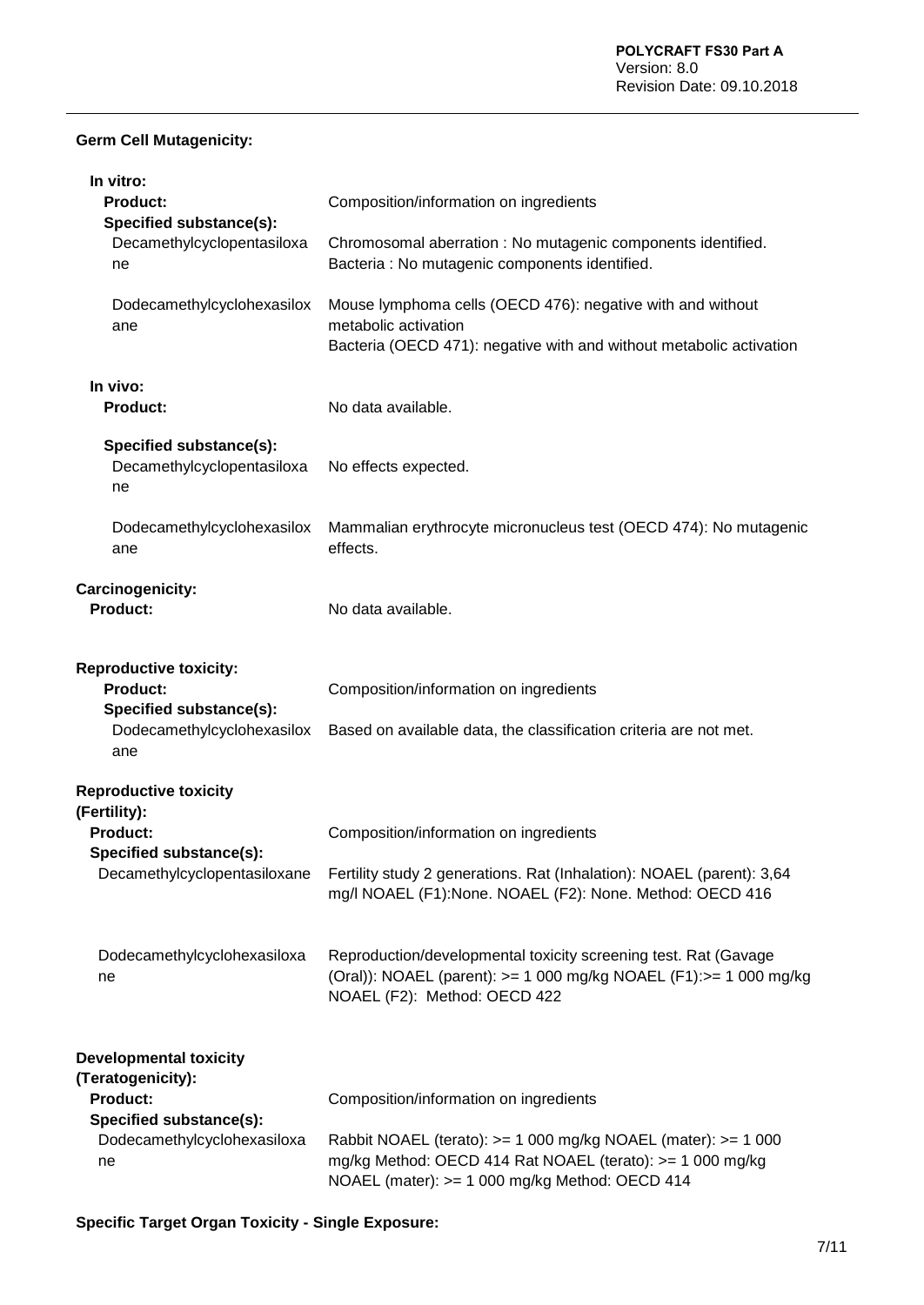**Germ Cell Mutagenicity:**

**In vitro:**

**Product:** Composition/information on ingredients

**Specified substance(s):**

Decamethylcyclopentasiloxane: Chromosomal aberration : No mutagenic components identified. Bacteria : No mutagenic components identified.

Dodecamethylcyclohexasiloxane: Mouse lymphoma cells (OECD 476): negative with and without metabolic activation
Bacteria (OECD 471): negative with and without metabolic activation

**In vivo:**

**Product:** No data available.

**Specified substance(s):**

Decamethylcyclopentasiloxane: No effects expected.

Dodecamethylcyclohexasiloxane: Mammalian erythrocyte micronucleus test (OECD 474): No mutagenic effects.

**Carcinogenicity:**

**Product:** No data available.

**Reproductive toxicity:**

**Product:** Composition/information on ingredients

**Specified substance(s):**

Dodecamethylcyclohexasiloxane: Based on available data, the classification criteria are not met.

**Reproductive toxicity (Fertility):**

**Product:** Composition/information on ingredients

**Specified substance(s):**

Decamethylcyclopentasiloxane: Fertility study 2 generations. Rat (Inhalation): NOAEL (parent): 3,64 mg/l NOAEL (F1):None. NOAEL (F2): None. Method: OECD 416

Dodecamethylcyclohexasiloxane: Reproduction/developmental toxicity screening test. Rat (Gavage (Oral)): NOAEL (parent): >= 1 000 mg/kg NOAEL (F1):>= 1 000 mg/kg NOAEL (F2): Method: OECD 422

**Developmental toxicity (Teratogenicity):**

**Product:** Composition/information on ingredients

**Specified substance(s):**

Dodecamethylcyclohexasiloxane: Rabbit NOAEL (terato): >= 1 000 mg/kg NOAEL (mater): >= 1 000 mg/kg Method: OECD 414 Rat NOAEL (terato): >= 1 000 mg/kg NOAEL (mater): >= 1 000 mg/kg Method: OECD 414

**Specific Target Organ Toxicity - Single Exposure:**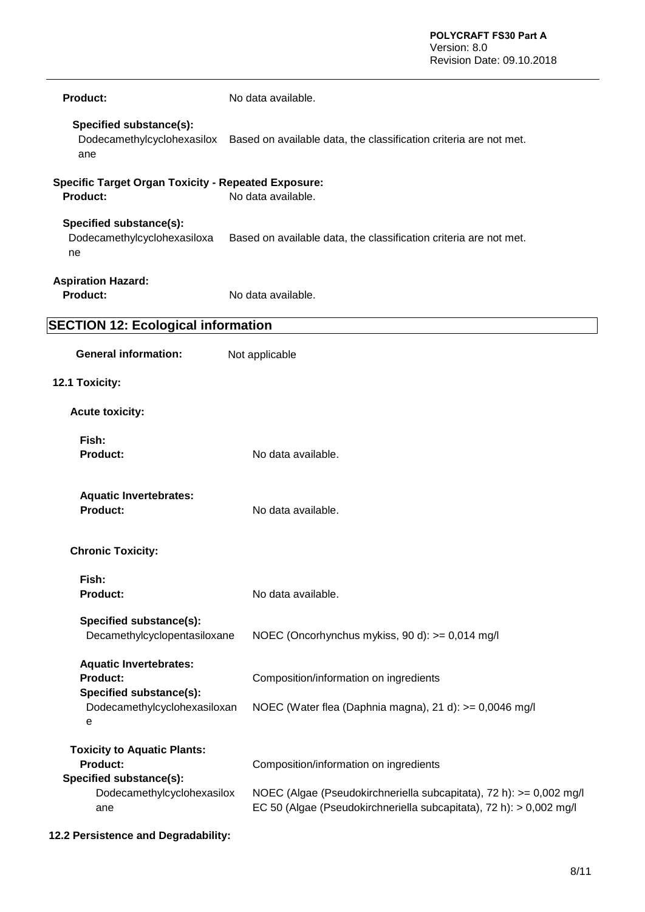**Product:** No data available.

**Specified substance(s):**

Dodecamethylcyclohexasiloxane — Based on available data, the classification criteria are not met.

**Specific Target Organ Toxicity - Repeated Exposure:**

**Product:** No data available.

**Specified substance(s):**

Dodecamethylcyclohexasiloxane — Based on available data, the classification criteria are not met.

**Aspiration Hazard:**

**Product:** No data available.

## SECTION 12: Ecological information

**General information:** Not applicable

### 12.1 Toxicity:

**Acute toxicity:**

**Fish:**

**Product:** No data available.

**Aquatic Invertebrates:**

**Product:** No data available.

**Chronic Toxicity:**

**Fish:**

**Product:** No data available.

**Specified substance(s):**

Decamethylcyclopentasiloxane — NOEC (Oncorhynchus mykiss, 90 d): >= 0,014 mg/l

**Aquatic Invertebrates:**

**Product:** Composition/information on ingredients

**Specified substance(s):**

Dodecamethylcyclohexasiloxane — NOEC (Water flea (Daphnia magna), 21 d): >= 0,0046 mg/l

**Toxicity to Aquatic Plants:**

**Product:** Composition/information on ingredients

**Specified substance(s):**

Dodecamethylcyclohexasiloxane — NOEC (Algae (Pseudokirchneriella subcapitata), 72 h): >= 0,002 mg/l
EC 50 (Algae (Pseudokirchneriella subcapitata), 72 h): > 0,002 mg/l

### 12.2 Persistence and Degradability: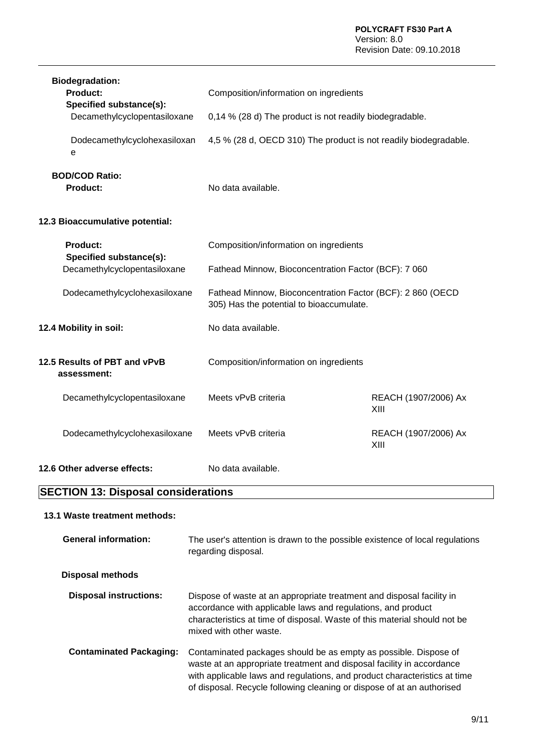**Biodegradation:**

**Product:** Composition/information on ingredients

**Specified substance(s):**

| | |
|---|---|
| Decamethylcyclopentasiloxane | 0,14 % (28 d) The product is not readily biodegradable. |
| Dodecamethylcyclohexasiloxane | 4,5 % (28 d, OECD 310) The product is not readily biodegradable. |

**BOD/COD Ratio:**

**Product:** No data available.

**12.3 Bioaccumulative potential:**

**Product:** Composition/information on ingredients

**Specified substance(s):**

| | |
|---|---|
| Decamethylcyclopentasiloxane | Fathead Minnow, Bioconcentration Factor (BCF): 7 060 |
| Dodecamethylcyclohexasiloxane | Fathead Minnow, Bioconcentration Factor (BCF): 2 860 (OECD 305) Has the potential to bioaccumulate. |

**12.4 Mobility in soil:** No data available.

**12.5 Results of PBT and vPvB assessment:** Composition/information on ingredients

| | | |
|---|---|---|
| Decamethylcyclopentasiloxane | Meets vPvB criteria | REACH (1907/2006) Ax XIII |
| Dodecamethylcyclohexasiloxane | Meets vPvB criteria | REACH (1907/2006) Ax XIII |

**12.6 Other adverse effects:** No data available.

## SECTION 13: Disposal considerations

### 13.1 Waste treatment methods:

**General information:** The user's attention is drawn to the possible existence of local regulations regarding disposal.

**Disposal methods**

**Disposal instructions:** Dispose of waste at an appropriate treatment and disposal facility in accordance with applicable laws and regulations, and product characteristics at time of disposal. Waste of this material should not be mixed with other waste.

**Contaminated Packaging:** Contaminated packages should be as empty as possible. Dispose of waste at an appropriate treatment and disposal facility in accordance with applicable laws and regulations, and product characteristics at time of disposal. Recycle following cleaning or dispose of at an authorised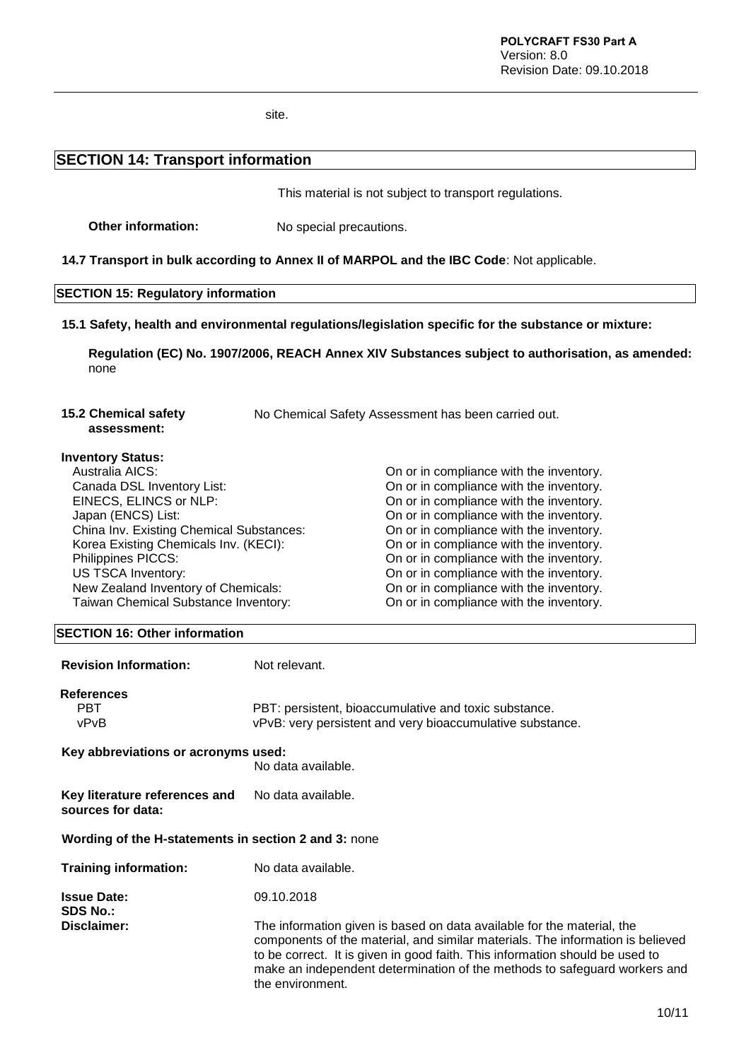site.

## SECTION 14: Transport information

This material is not subject to transport regulations.

**Other information:** No special precautions.

**14.7 Transport in bulk according to Annex II of MARPOL and the IBC Code**: Not applicable.

## SECTION 15: Regulatory information

**15.1 Safety, health and environmental regulations/legislation specific for the substance or mixture:**

**Regulation (EC) No. 1907/2006, REACH Annex XIV Substances subject to authorisation, as amended:** none

**15.2 Chemical safety assessment:** No Chemical Safety Assessment has been carried out.

**Inventory Status:**

| | |
|---|---|
| Australia AICS: | On or in compliance with the inventory. |
| Canada DSL Inventory List: | On or in compliance with the inventory. |
| EINECS, ELINCS or NLP: | On or in compliance with the inventory. |
| Japan (ENCS) List: | On or in compliance with the inventory. |
| China Inv. Existing Chemical Substances: | On or in compliance with the inventory. |
| Korea Existing Chemicals Inv. (KECI): | On or in compliance with the inventory. |
| Philippines PICCS: | On or in compliance with the inventory. |
| US TSCA Inventory: | On or in compliance with the inventory. |
| New Zealand Inventory of Chemicals: | On or in compliance with the inventory. |
| Taiwan Chemical Substance Inventory: | On or in compliance with the inventory. |

## SECTION 16: Other information

**Revision Information:** Not relevant.

**References**

| | |
|---|---|
| PBT | PBT: persistent, bioaccumulative and toxic substance. |
| vPvB | vPvB: very persistent and very bioaccumulative substance. |

**Key abbreviations or acronyms used:** No data available.

**Key literature references and sources for data:** No data available.

**Wording of the H-statements in section 2 and 3:** none

**Training information:** No data available.

**Issue Date:** 09.10.2018

**SDS No.:**

**Disclaimer:** The information given is based on data available for the material, the components of the material, and similar materials. The information is believed to be correct. It is given in good faith. This information should be used to make an independent determination of the methods to safeguard workers and the environment.